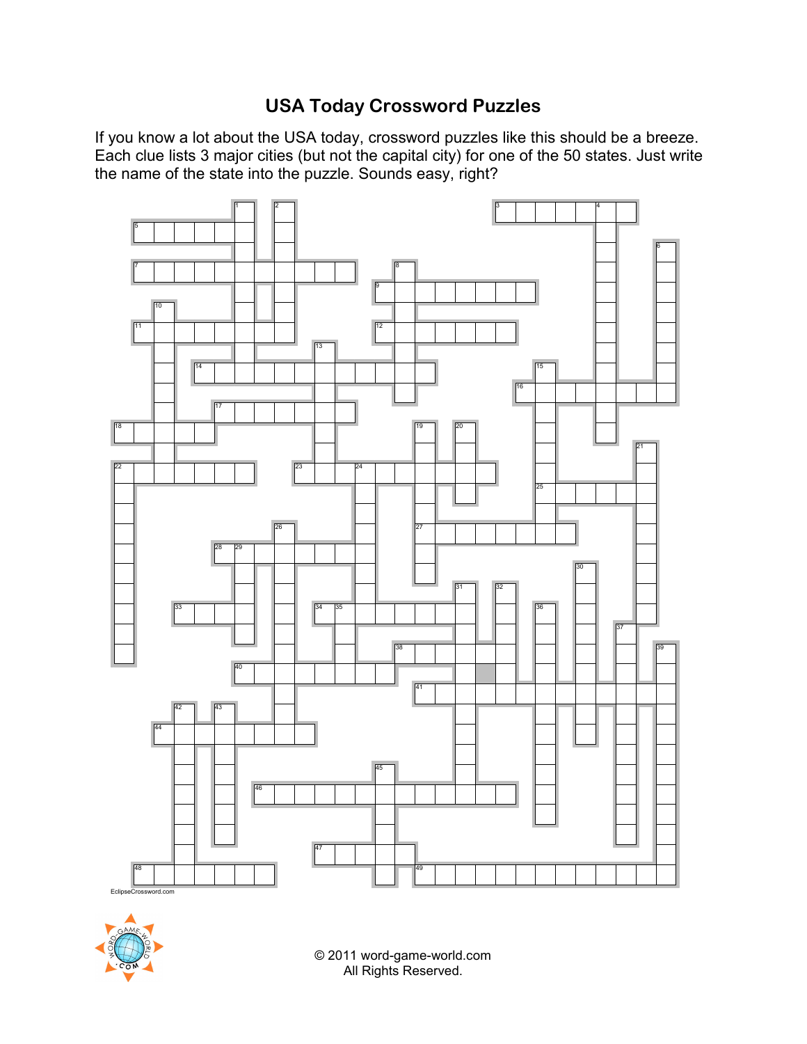# USA Today Crossword Puzzles

If you know a lot about the USA today, crossword puzzles like this should be a breeze. Each clue lists 3 major cities (but not the capital city) for one of the 50 states. Just write the name of the state into the puzzle. Sounds easy, right?

EclipseCrossword.com

© 2011 word-game-world.com
All Rights Reserved.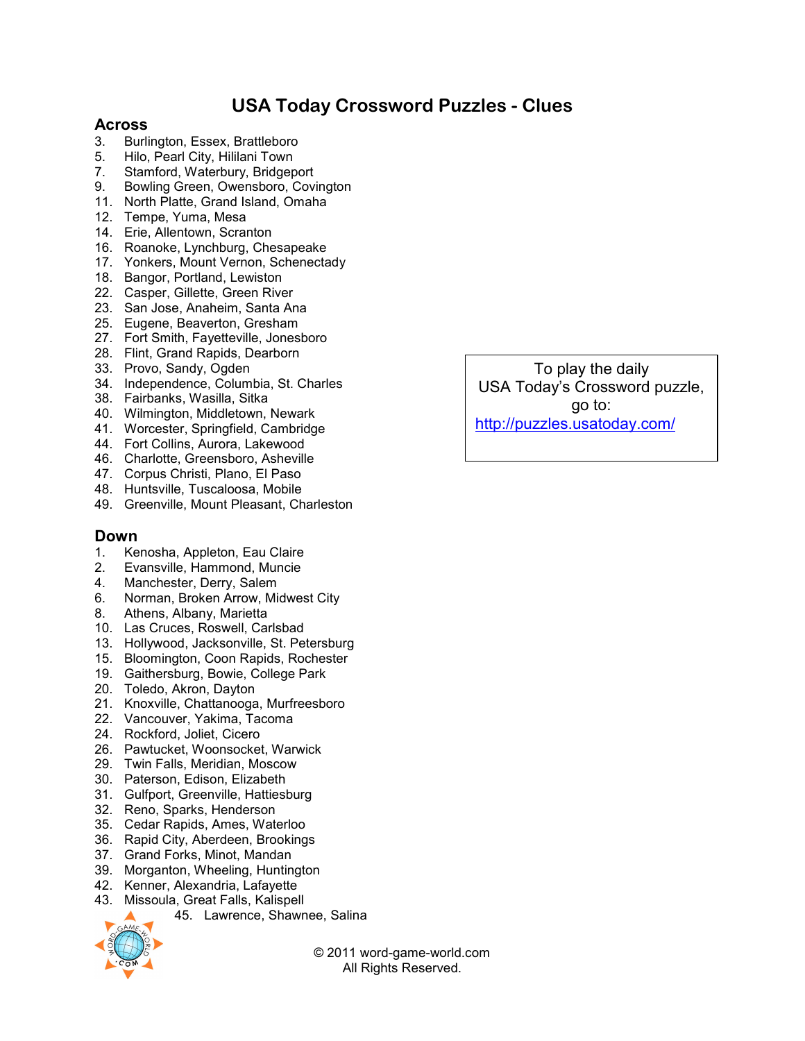# USA Today Crossword Puzzles - Clues

## Across

3. Burlington, Essex, Brattleboro
5. Hilo, Pearl City, Hililani Town
7. Stamford, Waterbury, Bridgeport
9. Bowling Green, Owensboro, Covington
11. North Platte, Grand Island, Omaha
12. Tempe, Yuma, Mesa
14. Erie, Allentown, Scranton
16. Roanoke, Lynchburg, Chesapeake
17. Yonkers, Mount Vernon, Schenectady
18. Bangor, Portland, Lewiston
22. Casper, Gillette, Green River
23. San Jose, Anaheim, Santa Ana
25. Eugene, Beaverton, Gresham
27. Fort Smith, Fayetteville, Jonesboro
28. Flint, Grand Rapids, Dearborn
33. Provo, Sandy, Ogden
34. Independence, Columbia, St. Charles
38. Fairbanks, Wasilla, Sitka
40. Wilmington, Middletown, Newark
41. Worcester, Springfield, Cambridge
44. Fort Collins, Aurora, Lakewood
46. Charlotte, Greensboro, Asheville
47. Corpus Christi, Plano, El Paso
48. Huntsville, Tuscaloosa, Mobile
49. Greenville, Mount Pleasant, Charleston

## Down

1. Kenosha, Appleton, Eau Claire
2. Evansville, Hammond, Muncie
4. Manchester, Derry, Salem
6. Norman, Broken Arrow, Midwest City
8. Athens, Albany, Marietta
10. Las Cruces, Roswell, Carlsbad
13. Hollywood, Jacksonville, St. Petersburg
15. Bloomington, Coon Rapids, Rochester
19. Gaithersburg, Bowie, College Park
20. Toledo, Akron, Dayton
21. Knoxville, Chattanooga, Murfreesboro
22. Vancouver, Yakima, Tacoma
24. Rockford, Joliet, Cicero
26. Pawtucket, Woonsocket, Warwick
29. Twin Falls, Meridian, Moscow
30. Paterson, Edison, Elizabeth
31. Gulfport, Greenville, Hattiesburg
32. Reno, Sparks, Henderson
35. Cedar Rapids, Ames, Waterloo
36. Rapid City, Aberdeen, Brookings
37. Grand Forks, Minot, Mandan
39. Morganton, Wheeling, Huntington
42. Kenner, Alexandria, Lafayette
43. Missoula, Great Falls, Kalispell
45. Lawrence, Shawnee, Salina

To play the daily USA Today's Crossword puzzle, go to: http://puzzles.usatoday.com/

© 2011 word-game-world.com
All Rights Reserved.